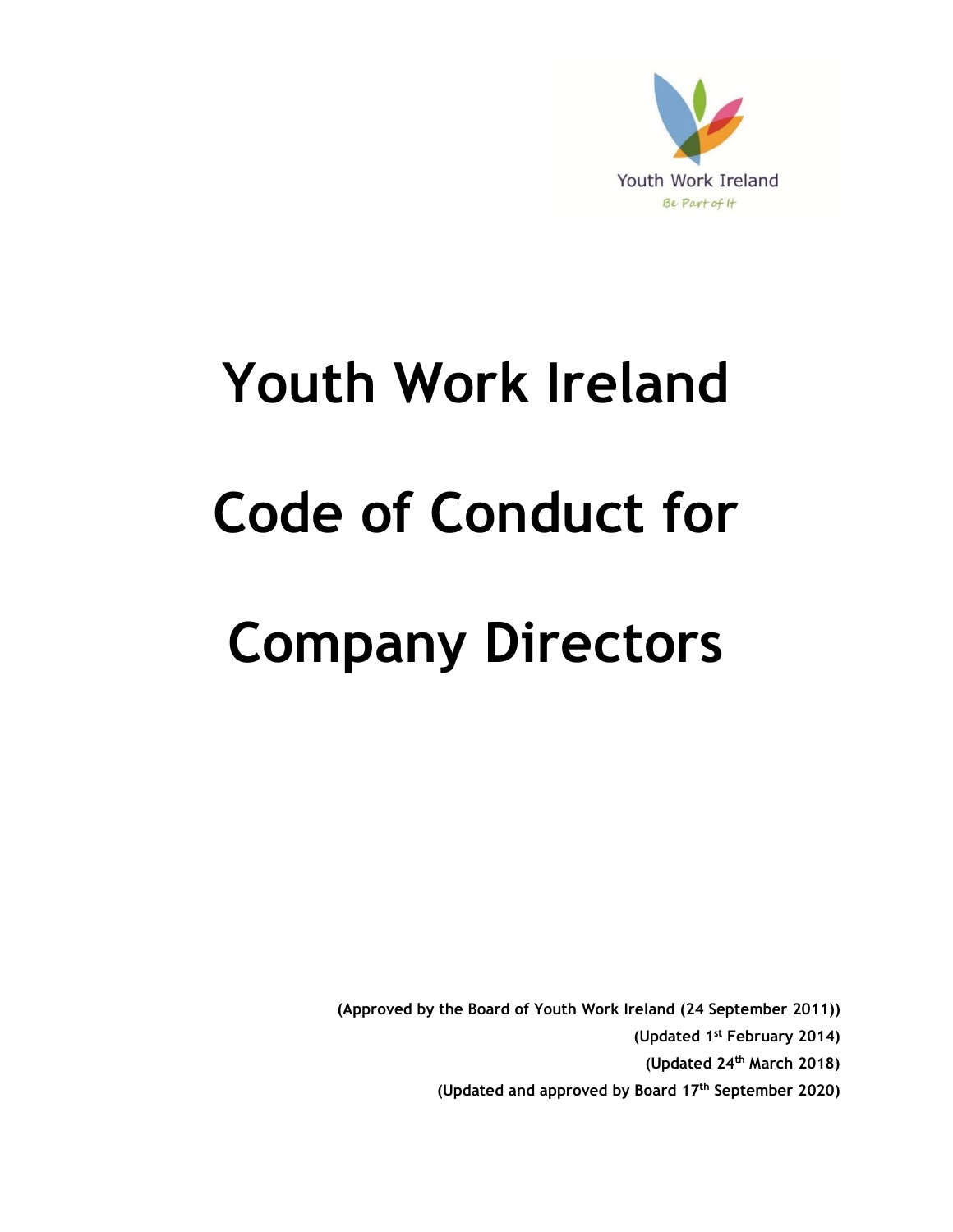Youth Work Ireland

Be Part of It

# Youth Work Ireland

# Code of Conduct for

# Company Directors

**(Approved by the Board of Youth Work Ireland (24 September 2011))**

**(Updated 1st February 2014)**

**(Updated 24th March 2018)**

**(Updated and approved by Board 17th September 2020)**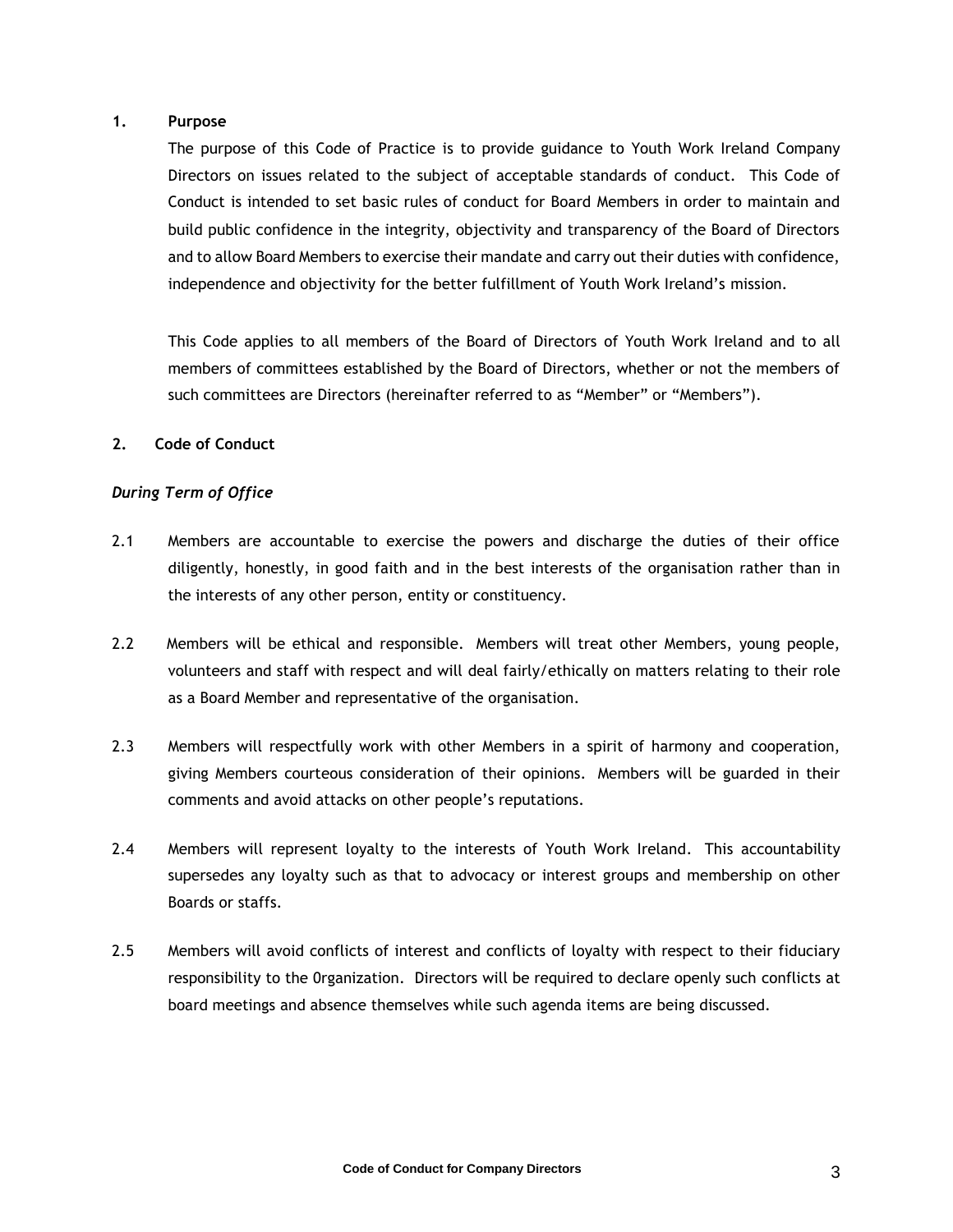## 1. Purpose

The purpose of this Code of Practice is to provide guidance to Youth Work Ireland Company Directors on issues related to the subject of acceptable standards of conduct. This Code of Conduct is intended to set basic rules of conduct for Board Members in order to maintain and build public confidence in the integrity, objectivity and transparency of the Board of Directors and to allow Board Members to exercise their mandate and carry out their duties with confidence, independence and objectivity for the better fulfillment of Youth Work Ireland's mission.

This Code applies to all members of the Board of Directors of Youth Work Ireland and to all members of committees established by the Board of Directors, whether or not the members of such committees are Directors (hereinafter referred to as "Member" or "Members").

## 2. Code of Conduct

***During Term of Office***

2.1 Members are accountable to exercise the powers and discharge the duties of their office diligently, honestly, in good faith and in the best interests of the organisation rather than in the interests of any other person, entity or constituency.

2.2 Members will be ethical and responsible. Members will treat other Members, young people, volunteers and staff with respect and will deal fairly/ethically on matters relating to their role as a Board Member and representative of the organisation.

2.3 Members will respectfully work with other Members in a spirit of harmony and cooperation, giving Members courteous consideration of their opinions. Members will be guarded in their comments and avoid attacks on other people's reputations.

2.4 Members will represent loyalty to the interests of Youth Work Ireland. This accountability supersedes any loyalty such as that to advocacy or interest groups and membership on other Boards or staffs.

2.5 Members will avoid conflicts of interest and conflicts of loyalty with respect to their fiduciary responsibility to the 0rganization. Directors will be required to declare openly such conflicts at board meetings and absence themselves while such agenda items are being discussed.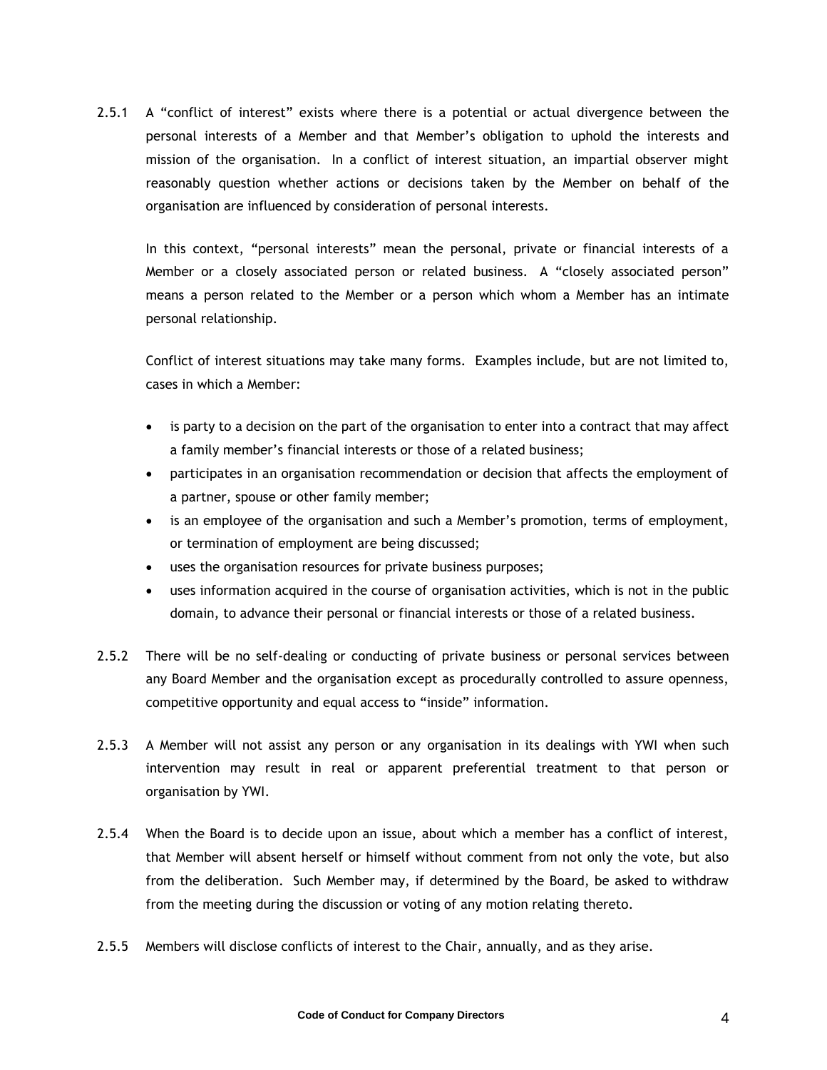2.5.1 A "conflict of interest" exists where there is a potential or actual divergence between the personal interests of a Member and that Member's obligation to uphold the interests and mission of the organisation. In a conflict of interest situation, an impartial observer might reasonably question whether actions or decisions taken by the Member on behalf of the organisation are influenced by consideration of personal interests.

In this context, "personal interests" mean the personal, private or financial interests of a Member or a closely associated person or related business. A "closely associated person" means a person related to the Member or a person which whom a Member has an intimate personal relationship.

Conflict of interest situations may take many forms. Examples include, but are not limited to, cases in which a Member:

- is party to a decision on the part of the organisation to enter into a contract that may affect a family member's financial interests or those of a related business;
- participates in an organisation recommendation or decision that affects the employment of a partner, spouse or other family member;
- is an employee of the organisation and such a Member's promotion, terms of employment, or termination of employment are being discussed;
- uses the organisation resources for private business purposes;
- uses information acquired in the course of organisation activities, which is not in the public domain, to advance their personal or financial interests or those of a related business.

2.5.2 There will be no self-dealing or conducting of private business or personal services between any Board Member and the organisation except as procedurally controlled to assure openness, competitive opportunity and equal access to "inside" information.

2.5.3 A Member will not assist any person or any organisation in its dealings with YWI when such intervention may result in real or apparent preferential treatment to that person or organisation by YWI.

2.5.4 When the Board is to decide upon an issue, about which a member has a conflict of interest, that Member will absent herself or himself without comment from not only the vote, but also from the deliberation. Such Member may, if determined by the Board, be asked to withdraw from the meeting during the discussion or voting of any motion relating thereto.

2.5.5 Members will disclose conflicts of interest to the Chair, annually, and as they arise.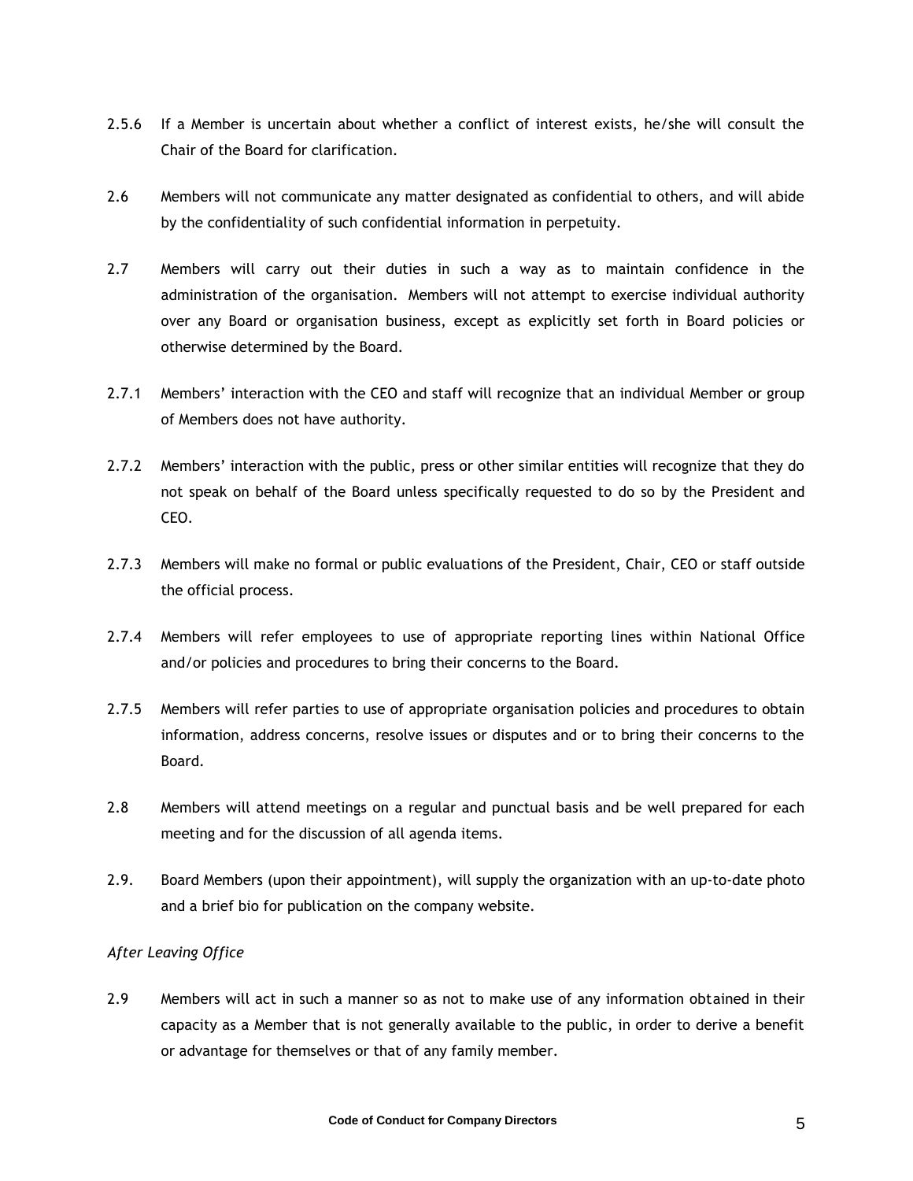2.5.6 If a Member is uncertain about whether a conflict of interest exists, he/she will consult the Chair of the Board for clarification.

2.6 Members will not communicate any matter designated as confidential to others, and will abide by the confidentiality of such confidential information in perpetuity.

2.7 Members will carry out their duties in such a way as to maintain confidence in the administration of the organisation. Members will not attempt to exercise individual authority over any Board or organisation business, except as explicitly set forth in Board policies or otherwise determined by the Board.

2.7.1 Members' interaction with the CEO and staff will recognize that an individual Member or group of Members does not have authority.

2.7.2 Members' interaction with the public, press or other similar entities will recognize that they do not speak on behalf of the Board unless specifically requested to do so by the President and CEO.

2.7.3 Members will make no formal or public evaluations of the President, Chair, CEO or staff outside the official process.

2.7.4 Members will refer employees to use of appropriate reporting lines within National Office and/or policies and procedures to bring their concerns to the Board.

2.7.5 Members will refer parties to use of appropriate organisation policies and procedures to obtain information, address concerns, resolve issues or disputes and or to bring their concerns to the Board.

2.8 Members will attend meetings on a regular and punctual basis and be well prepared for each meeting and for the discussion of all agenda items.

2.9. Board Members (upon their appointment), will supply the organization with an up-to-date photo and a brief bio for publication on the company website.

*After Leaving Office*

2.9 Members will act in such a manner so as not to make use of any information obtained in their capacity as a Member that is not generally available to the public, in order to derive a benefit or advantage for themselves or that of any family member.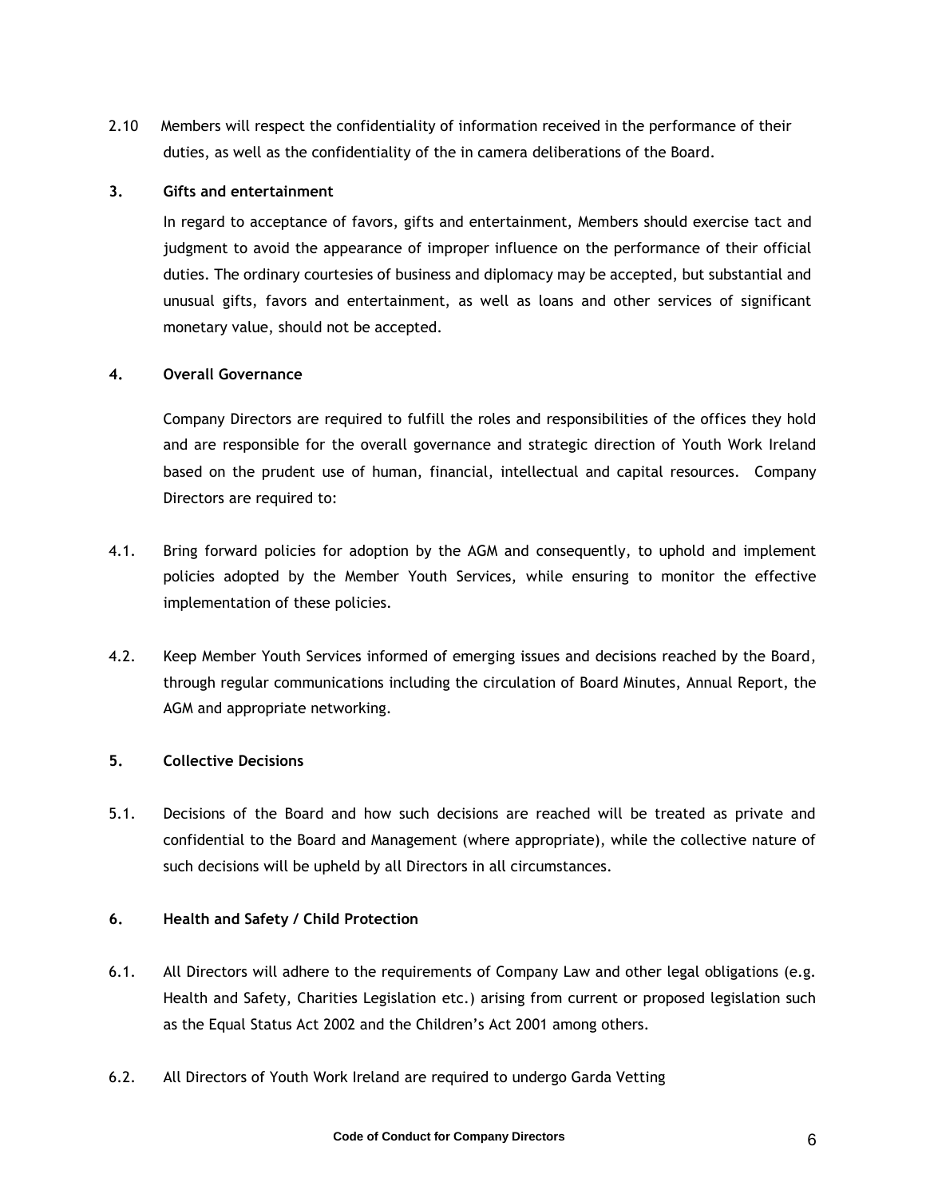2.10 Members will respect the confidentiality of information received in the performance of their duties, as well as the confidentiality of the in camera deliberations of the Board.

## 3. Gifts and entertainment

In regard to acceptance of favors, gifts and entertainment, Members should exercise tact and judgment to avoid the appearance of improper influence on the performance of their official duties. The ordinary courtesies of business and diplomacy may be accepted, but substantial and unusual gifts, favors and entertainment, as well as loans and other services of significant monetary value, should not be accepted.

## 4. Overall Governance

Company Directors are required to fulfill the roles and responsibilities of the offices they hold and are responsible for the overall governance and strategic direction of Youth Work Ireland based on the prudent use of human, financial, intellectual and capital resources. Company Directors are required to:

4.1. Bring forward policies for adoption by the AGM and consequently, to uphold and implement policies adopted by the Member Youth Services, while ensuring to monitor the effective implementation of these policies.

4.2. Keep Member Youth Services informed of emerging issues and decisions reached by the Board, through regular communications including the circulation of Board Minutes, Annual Report, the AGM and appropriate networking.

## 5. Collective Decisions

5.1. Decisions of the Board and how such decisions are reached will be treated as private and confidential to the Board and Management (where appropriate), while the collective nature of such decisions will be upheld by all Directors in all circumstances.

## 6. Health and Safety / Child Protection

6.1. All Directors will adhere to the requirements of Company Law and other legal obligations (e.g. Health and Safety, Charities Legislation etc.) arising from current or proposed legislation such as the Equal Status Act 2002 and the Children's Act 2001 among others.

6.2. All Directors of Youth Work Ireland are required to undergo Garda Vetting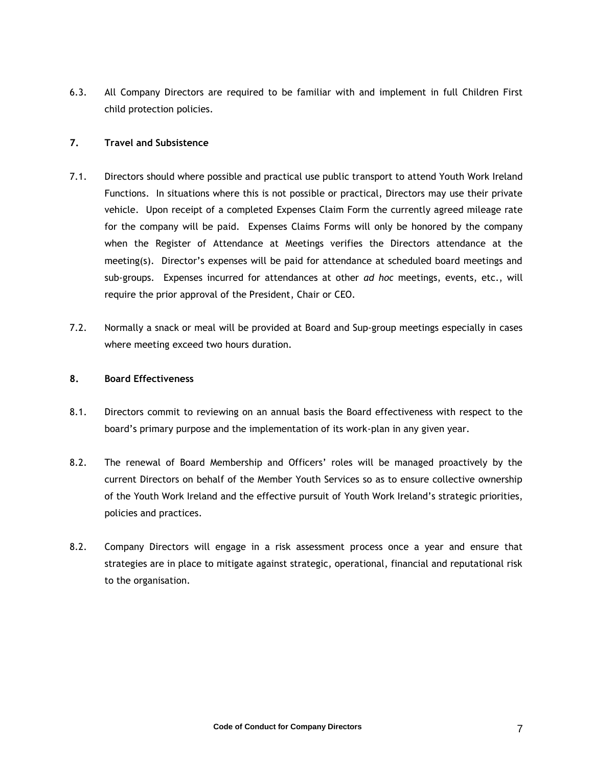6.3. All Company Directors are required to be familiar with and implement in full Children First child protection policies.

## 7. Travel and Subsistence

7.1. Directors should where possible and practical use public transport to attend Youth Work Ireland Functions. In situations where this is not possible or practical, Directors may use their private vehicle. Upon receipt of a completed Expenses Claim Form the currently agreed mileage rate for the company will be paid. Expenses Claims Forms will only be honored by the company when the Register of Attendance at Meetings verifies the Directors attendance at the meeting(s). Director's expenses will be paid for attendance at scheduled board meetings and sub-groups. Expenses incurred for attendances at other *ad hoc* meetings, events, etc., will require the prior approval of the President, Chair or CEO.

7.2. Normally a snack or meal will be provided at Board and Sup-group meetings especially in cases where meeting exceed two hours duration.

## 8. Board Effectiveness

8.1. Directors commit to reviewing on an annual basis the Board effectiveness with respect to the board's primary purpose and the implementation of its work-plan in any given year.

8.2. The renewal of Board Membership and Officers' roles will be managed proactively by the current Directors on behalf of the Member Youth Services so as to ensure collective ownership of the Youth Work Ireland and the effective pursuit of Youth Work Ireland's strategic priorities, policies and practices.

8.2. Company Directors will engage in a risk assessment process once a year and ensure that strategies are in place to mitigate against strategic, operational, financial and reputational risk to the organisation.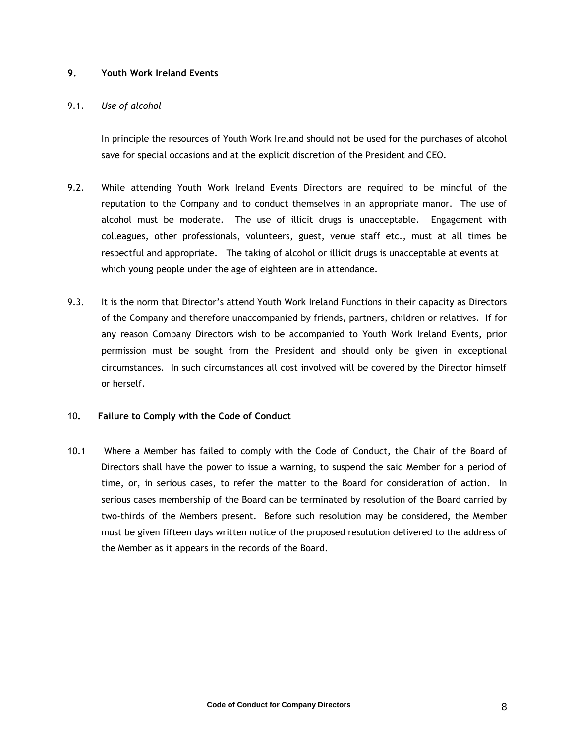## 9. Youth Work Ireland Events

9.1. *Use of alcohol*

In principle the resources of Youth Work Ireland should not be used for the purchases of alcohol save for special occasions and at the explicit discretion of the President and CEO.

9.2. While attending Youth Work Ireland Events Directors are required to be mindful of the reputation to the Company and to conduct themselves in an appropriate manor. The use of alcohol must be moderate. The use of illicit drugs is unacceptable. Engagement with colleagues, other professionals, volunteers, guest, venue staff etc., must at all times be respectful and appropriate. The taking of alcohol or illicit drugs is unacceptable at events at which young people under the age of eighteen are in attendance.

9.3. It is the norm that Director's attend Youth Work Ireland Functions in their capacity as Directors of the Company and therefore unaccompanied by friends, partners, children or relatives. If for any reason Company Directors wish to be accompanied to Youth Work Ireland Events, prior permission must be sought from the President and should only be given in exceptional circumstances. In such circumstances all cost involved will be covered by the Director himself or herself.

## 10. Failure to Comply with the Code of Conduct

10.1 Where a Member has failed to comply with the Code of Conduct, the Chair of the Board of Directors shall have the power to issue a warning, to suspend the said Member for a period of time, or, in serious cases, to refer the matter to the Board for consideration of action. In serious cases membership of the Board can be terminated by resolution of the Board carried by two-thirds of the Members present. Before such resolution may be considered, the Member must be given fifteen days written notice of the proposed resolution delivered to the address of the Member as it appears in the records of the Board.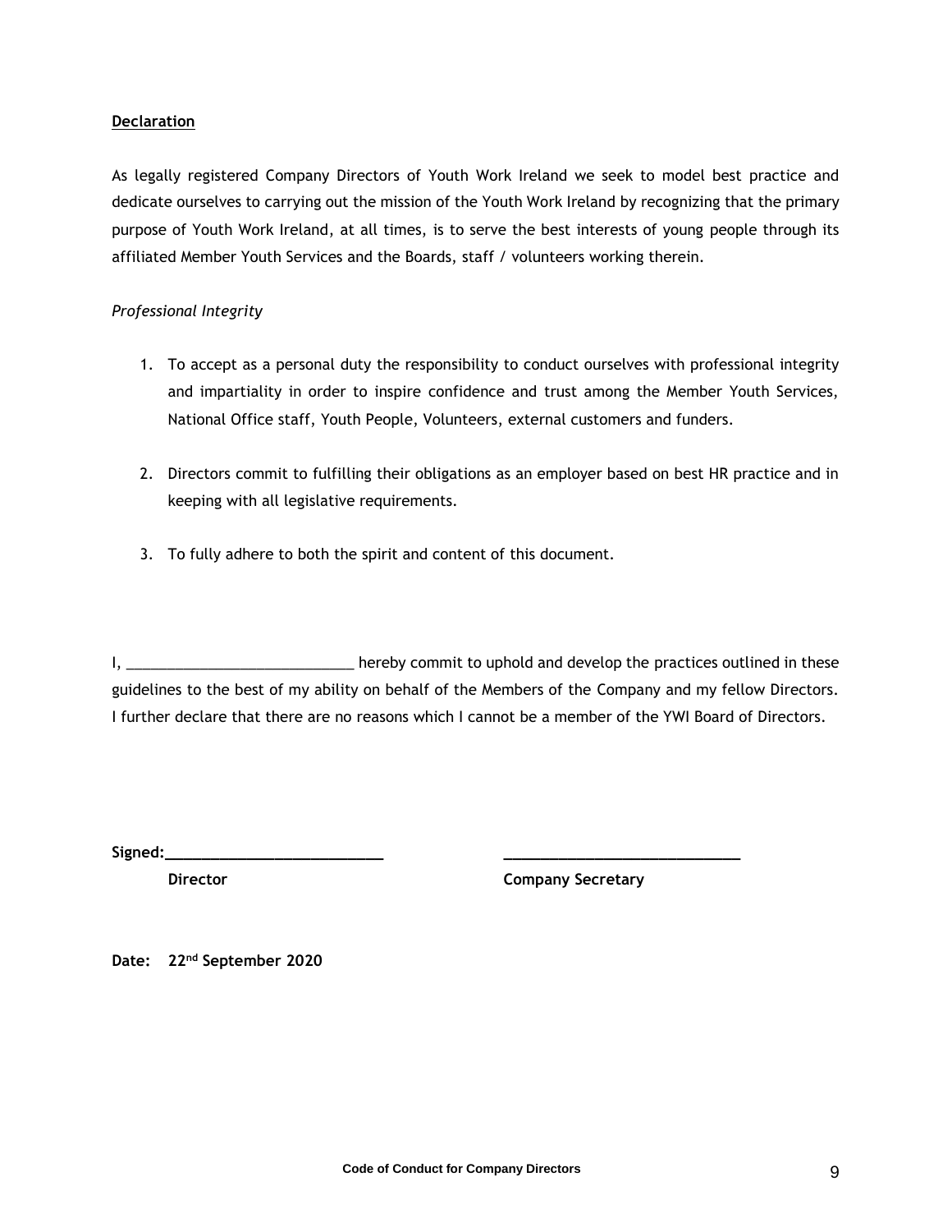**Declaration**

As legally registered Company Directors of Youth Work Ireland we seek to model best practice and dedicate ourselves to carrying out the mission of the Youth Work Ireland by recognizing that the primary purpose of Youth Work Ireland, at all times, is to serve the best interests of young people through its affiliated Member Youth Services and the Boards, staff / volunteers working therein.

*Professional Integrity*

1. To accept as a personal duty the responsibility to conduct ourselves with professional integrity and impartiality in order to inspire confidence and trust among the Member Youth Services, National Office staff, Youth People, Volunteers, external customers and funders.

2. Directors commit to fulfilling their obligations as an employer based on best HR practice and in keeping with all legislative requirements.

3. To fully adhere to both the spirit and content of this document.

I, ____________________________ hereby commit to uphold and develop the practices outlined in these guidelines to the best of my ability on behalf of the Members of the Company and my fellow Directors. I further declare that there are no reasons which I cannot be a member of the YWI Board of Directors.

**Signed:**__________________________ ____________________________

**Director** **Company Secretary**

**Date: 22nd September 2020**